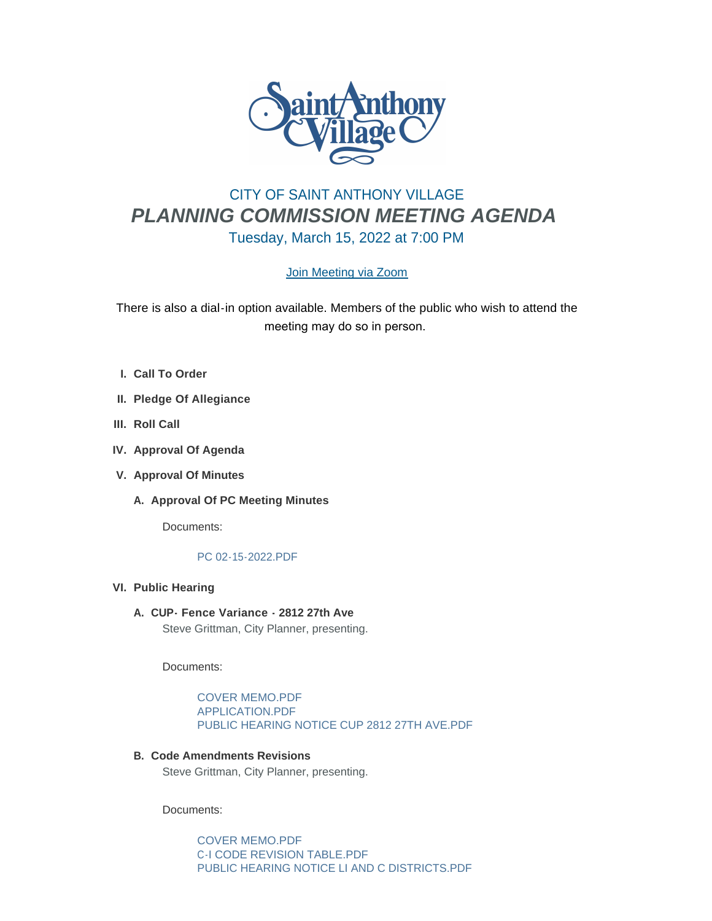# CITY OF SAINT ANTHONY VILLAGE

## *PLANNING COMMISSION MEETING AGENDA*

### Tuesday, March 15, 2022 at 7:00 PM

Join Meeting via Zoom

There is also a dial-in option available. Members of the public who wish to attend the meeting may do so in person.

I. **Call To Order**

II. **Pledge Of Allegiance**

III. **Roll Call**

IV. **Approval Of Agenda**

V. **Approval Of Minutes**

   A. **Approval Of PC Meeting Minutes**

      Documents:

      PC 02-15-2022.PDF

VI. **Public Hearing**

   A. **CUP- Fence Variance - 2812 27th Ave**
      Steve Grittman, City Planner, presenting.

      Documents:

      COVER MEMO.PDF
      APPLICATION.PDF
      PUBLIC HEARING NOTICE CUP 2812 27TH AVE.PDF

   B. **Code Amendments Revisions**
      Steve Grittman, City Planner, presenting.

      Documents:

      COVER MEMO.PDF
      C-I CODE REVISION TABLE.PDF
      PUBLIC HEARING NOTICE LI AND C DISTRICTS.PDF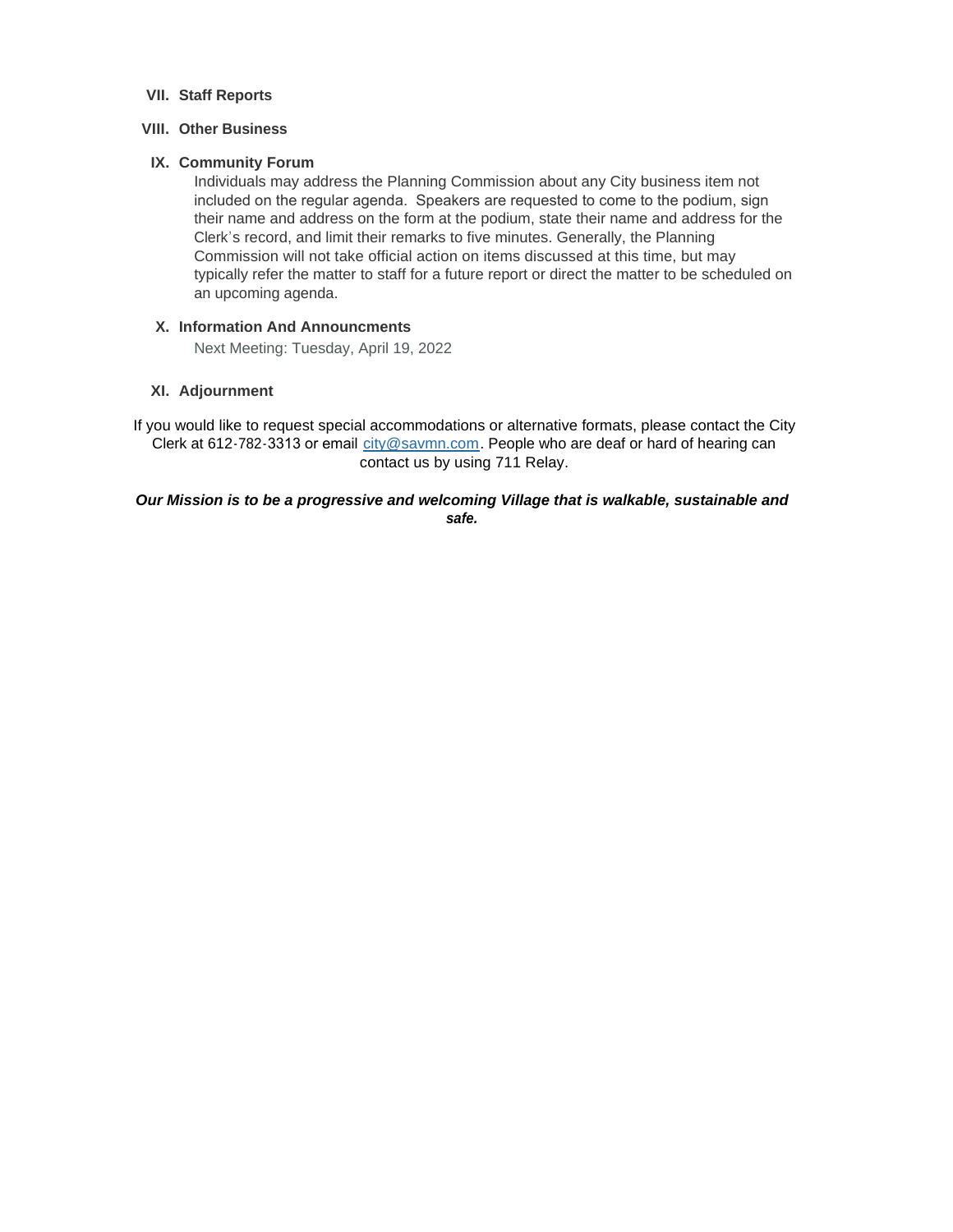VII. **Staff Reports**

VIII. **Other Business**

IX. **Community Forum**

Individuals may address the Planning Commission about any City business item not included on the regular agenda. Speakers are requested to come to the podium, sign their name and address on the form at the podium, state their name and address for the Clerk's record, and limit their remarks to five minutes. Generally, the Planning Commission will not take official action on items discussed at this time, but may typically refer the matter to staff for a future report or direct the matter to be scheduled on an upcoming agenda.

X. **Information And Announcments**

Next Meeting: Tuesday, April 19, 2022

XI. **Adjournment**

If you would like to request special accommodations or alternative formats, please contact the City Clerk at 612-782-3313 or email city@savmn.com. People who are deaf or hard of hearing can contact us by using 711 Relay.

***Our Mission is to be a progressive and welcoming Village that is walkable, sustainable and safe.***